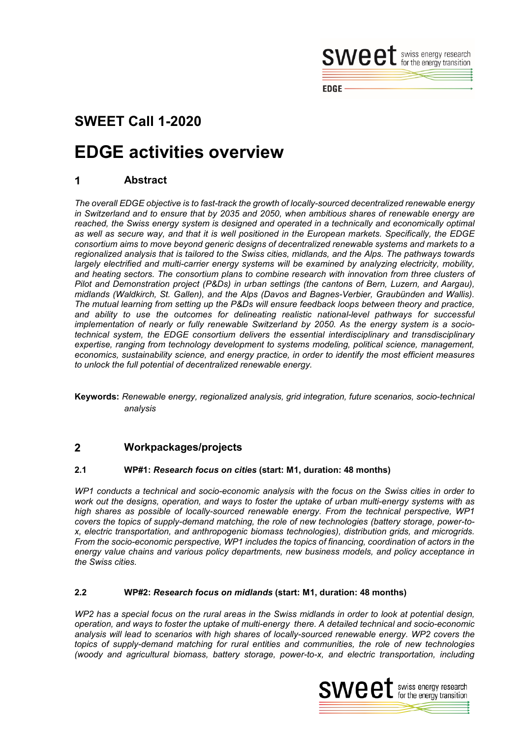## SWEET Call 1-2020

# EDGE activities overview

## 1 Abstract

*The overall EDGE objective is to fast-track the growth of locally-sourced decentralized renewable energy in Switzerland and to ensure that by 2035 and 2050, when ambitious shares of renewable energy are reached, the Swiss energy system is designed and operated in a technically and economically optimal as well as secure way, and that it is well positioned in the European markets. Specifically, the EDGE consortium aims to move beyond generic designs of decentralized renewable systems and markets to a regionalized analysis that is tailored to the Swiss cities, midlands, and the Alps. The pathways towards largely electrified and multi-carrier energy systems will be examined by analyzing electricity, mobility, and heating sectors. The consortium plans to combine research with innovation from three clusters of Pilot and Demonstration project (P&Ds) in urban settings (the cantons of Bern, Luzern, and Aargau), midlands (Waldkirch, St. Gallen), and the Alps (Davos and Bagnes-Verbier, Graubünden and Wallis). The mutual learning from setting up the P&Ds will ensure feedback loops between theory and practice, and ability to use the outcomes for delineating realistic national-level pathways for successful implementation of nearly or fully renewable Switzerland by 2050. As the energy system is a socio-technical system, the EDGE consortium delivers the essential interdisciplinary and transdisciplinary expertise, ranging from technology development to systems modeling, political science, management, economics, sustainability science, and energy practice, in order to identify the most efficient measures to unlock the full potential of decentralized renewable energy.*

**Keywords:** *Renewable energy, regionalized analysis, grid integration, future scenarios, socio-technical analysis*

## 2 Workpackages/projects

### 2.1 WP#1: *Research focus on cities* (start: M1, duration: 48 months)

*WP1 conducts a technical and socio-economic analysis with the focus on the Swiss cities in order to work out the designs, operation, and ways to foster the uptake of urban multi-energy systems with as high shares as possible of locally-sourced renewable energy. From the technical perspective, WP1 covers the topics of supply-demand matching, the role of new technologies (battery storage, power-to-x, electric transportation, and anthropogenic biomass technologies), distribution grids, and microgrids. From the socio-economic perspective, WP1 includes the topics of financing, coordination of actors in the energy value chains and various policy departments, new business models, and policy acceptance in the Swiss cities.*

### 2.2 WP#2: *Research focus on midlands* (start: M1, duration: 48 months)

*WP2 has a special focus on the rural areas in the Swiss midlands in order to look at potential design, operation, and ways to foster the uptake of multi-energy there. A detailed technical and socio-economic analysis will lead to scenarios with high shares of locally-sourced renewable energy. WP2 covers the topics of supply-demand matching for rural entities and communities, the role of new technologies (woody and agricultural biomass, battery storage, power-to-x, and electric transportation, including*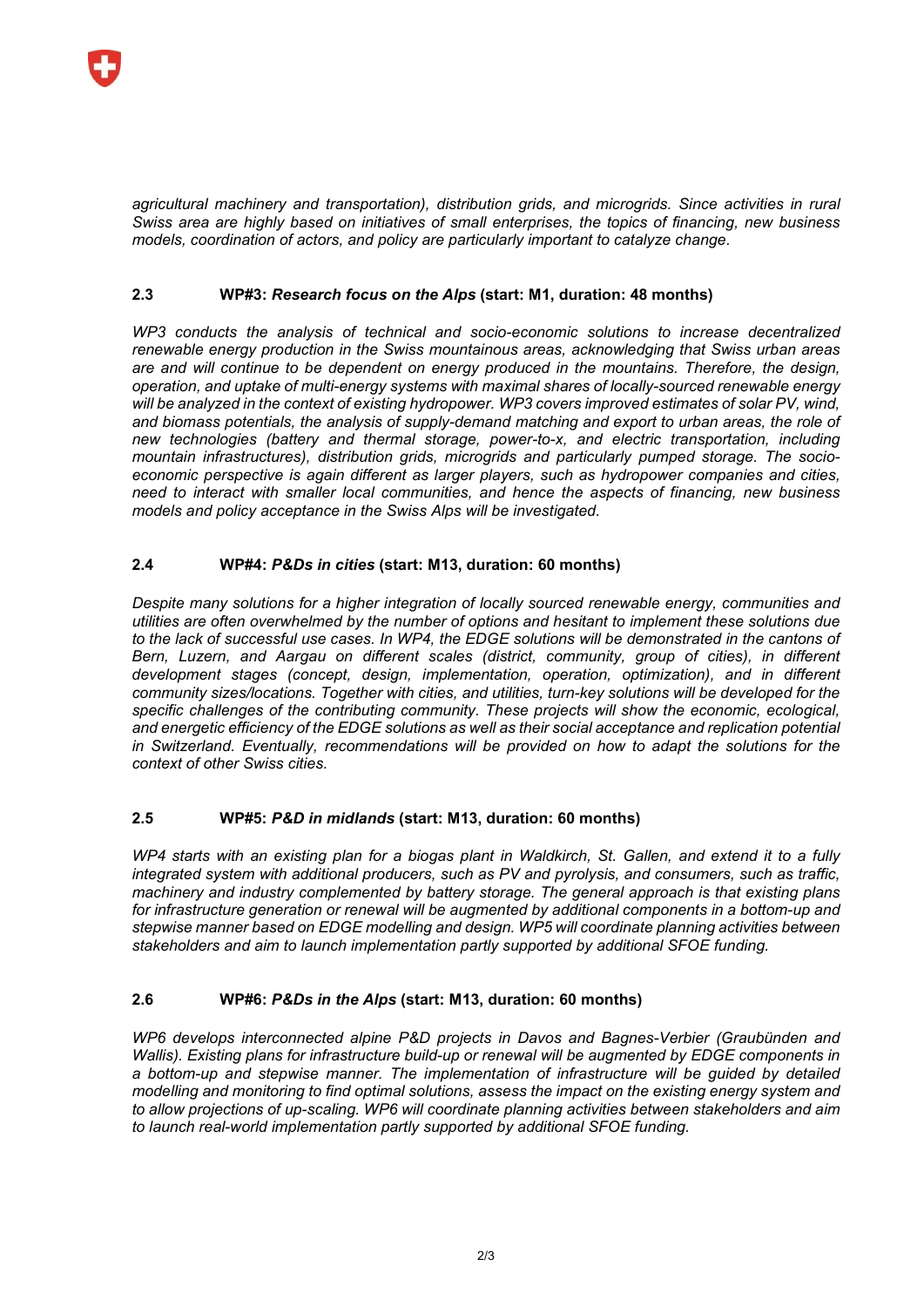*agricultural machinery and transportation), distribution grids, and microgrids. Since activities in rural Swiss area are highly based on initiatives of small enterprises, the topics of financing, new business models, coordination of actors, and policy are particularly important to catalyze change.*

### 2.3 WP#3: *Research focus on the Alps* (start: M1, duration: 48 months)

*WP3 conducts the analysis of technical and socio-economic solutions to increase decentralized renewable energy production in the Swiss mountainous areas, acknowledging that Swiss urban areas are and will continue to be dependent on energy produced in the mountains. Therefore, the design, operation, and uptake of multi-energy systems with maximal shares of locally-sourced renewable energy will be analyzed in the context of existing hydropower. WP3 covers improved estimates of solar PV, wind, and biomass potentials, the analysis of supply-demand matching and export to urban areas, the role of new technologies (battery and thermal storage, power-to-x, and electric transportation, including mountain infrastructures), distribution grids, microgrids and particularly pumped storage. The socio-economic perspective is again different as larger players, such as hydropower companies and cities, need to interact with smaller local communities, and hence the aspects of financing, new business models and policy acceptance in the Swiss Alps will be investigated.*

### 2.4 WP#4: *P&Ds in cities* (start: M13, duration: 60 months)

*Despite many solutions for a higher integration of locally sourced renewable energy, communities and utilities are often overwhelmed by the number of options and hesitant to implement these solutions due to the lack of successful use cases. In WP4, the EDGE solutions will be demonstrated in the cantons of Bern, Luzern, and Aargau on different scales (district, community, group of cities), in different development stages (concept, design, implementation, operation, optimization), and in different community sizes/locations. Together with cities, and utilities, turn-key solutions will be developed for the specific challenges of the contributing community. These projects will show the economic, ecological, and energetic efficiency of the EDGE solutions as well as their social acceptance and replication potential in Switzerland. Eventually, recommendations will be provided on how to adapt the solutions for the context of other Swiss cities.*

### 2.5 WP#5: *P&D in midlands* (start: M13, duration: 60 months)

*WP4 starts with an existing plan for a biogas plant in Waldkirch, St. Gallen, and extend it to a fully integrated system with additional producers, such as PV and pyrolysis, and consumers, such as traffic, machinery and industry complemented by battery storage. The general approach is that existing plans for infrastructure generation or renewal will be augmented by additional components in a bottom-up and stepwise manner based on EDGE modelling and design. WP5 will coordinate planning activities between stakeholders and aim to launch implementation partly supported by additional SFOE funding.*

### 2.6 WP#6: *P&Ds in the Alps* (start: M13, duration: 60 months)

*WP6 develops interconnected alpine P&D projects in Davos and Bagnes-Verbier (Graubünden and Wallis). Existing plans for infrastructure build-up or renewal will be augmented by EDGE components in a bottom-up and stepwise manner. The implementation of infrastructure will be guided by detailed modelling and monitoring to find optimal solutions, assess the impact on the existing energy system and to allow projections of up-scaling. WP6 will coordinate planning activities between stakeholders and aim to launch real-world implementation partly supported by additional SFOE funding.*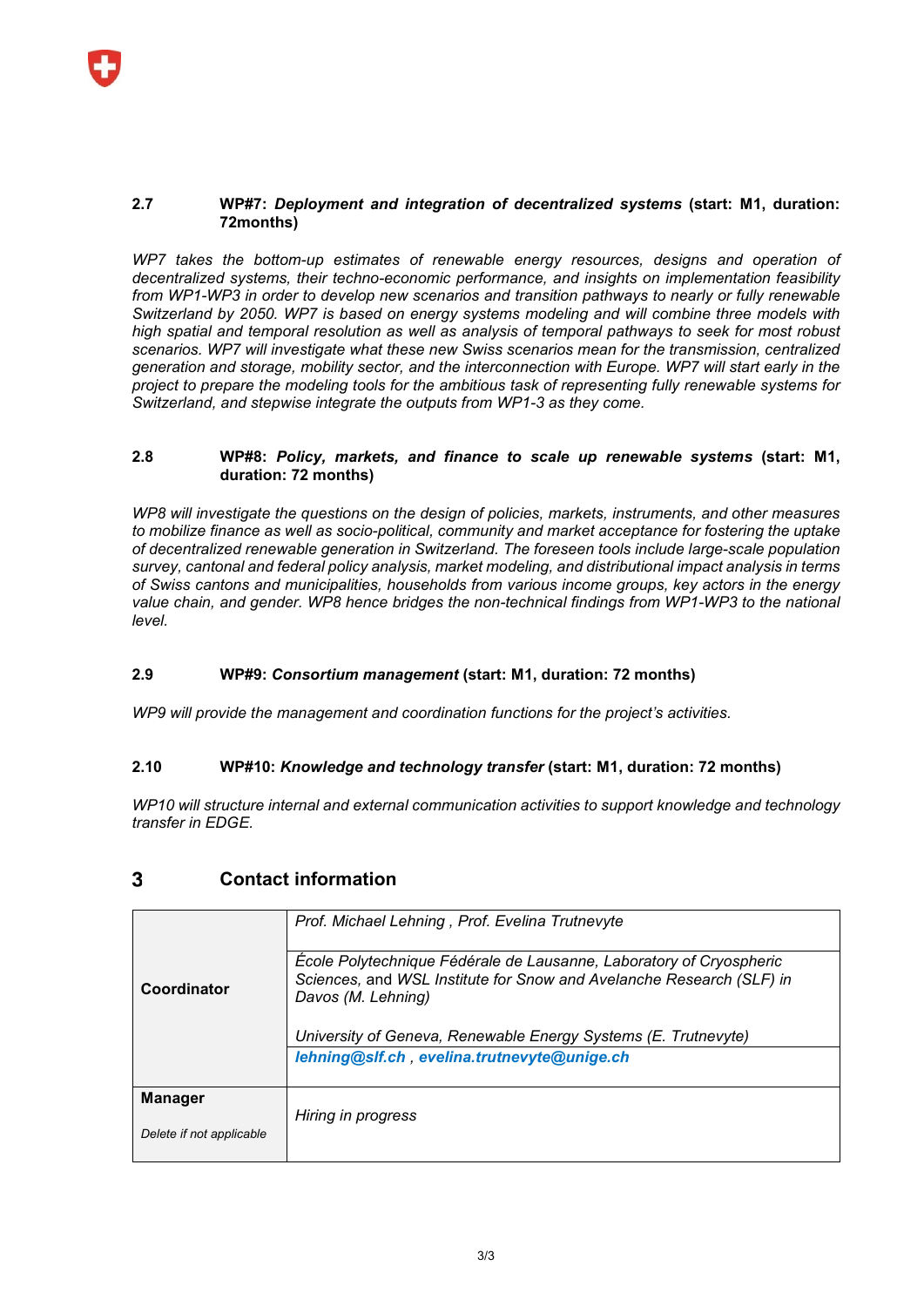### 2.7 WP#7: *Deployment and integration of decentralized systems* (start: M1, duration: 72months)

*WP7 takes the bottom-up estimates of renewable energy resources, designs and operation of decentralized systems, their techno-economic performance, and insights on implementation feasibility from WP1-WP3 in order to develop new scenarios and transition pathways to nearly or fully renewable Switzerland by 2050. WP7 is based on energy systems modeling and will combine three models with high spatial and temporal resolution as well as analysis of temporal pathways to seek for most robust scenarios. WP7 will investigate what these new Swiss scenarios mean for the transmission, centralized generation and storage, mobility sector, and the interconnection with Europe. WP7 will start early in the project to prepare the modeling tools for the ambitious task of representing fully renewable systems for Switzerland, and stepwise integrate the outputs from WP1-3 as they come.*

### 2.8 WP#8: *Policy, markets, and finance to scale up renewable systems* (start: M1, duration: 72 months)

*WP8 will investigate the questions on the design of policies, markets, instruments, and other measures to mobilize finance as well as socio-political, community and market acceptance for fostering the uptake of decentralized renewable generation in Switzerland. The foreseen tools include large-scale population survey, cantonal and federal policy analysis, market modeling, and distributional impact analysis in terms of Swiss cantons and municipalities, households from various income groups, key actors in the energy value chain, and gender. WP8 hence bridges the non-technical findings from WP1-WP3 to the national level.*

### 2.9 WP#9: *Consortium management* (start: M1, duration: 72 months)

*WP9 will provide the management and coordination functions for the project's activities.*

### 2.10 WP#10: *Knowledge and technology transfer* (start: M1, duration: 72 months)

*WP10 will structure internal and external communication activities to support knowledge and technology transfer in EDGE.*

## 3 Contact information

| | |
|---|---|
| **Coordinator** | *Prof. Michael Lehning , Prof. Evelina Trutnevyte*<br><br>*École Polytechnique Fédérale de Lausanne, Laboratory of Cryospheric Sciences,* and *WSL Institute for Snow and Avelanche Research (SLF) in Davos (M. Lehning)*<br><br>*University of Geneva, Renewable Energy Systems (E. Trutnevyte)*<br><br>***lehning@slf.ch , evelina.trutnevyte@unige.ch*** |
| **Manager**<br><br>*Delete if not applicable* | *Hiring in progress* |